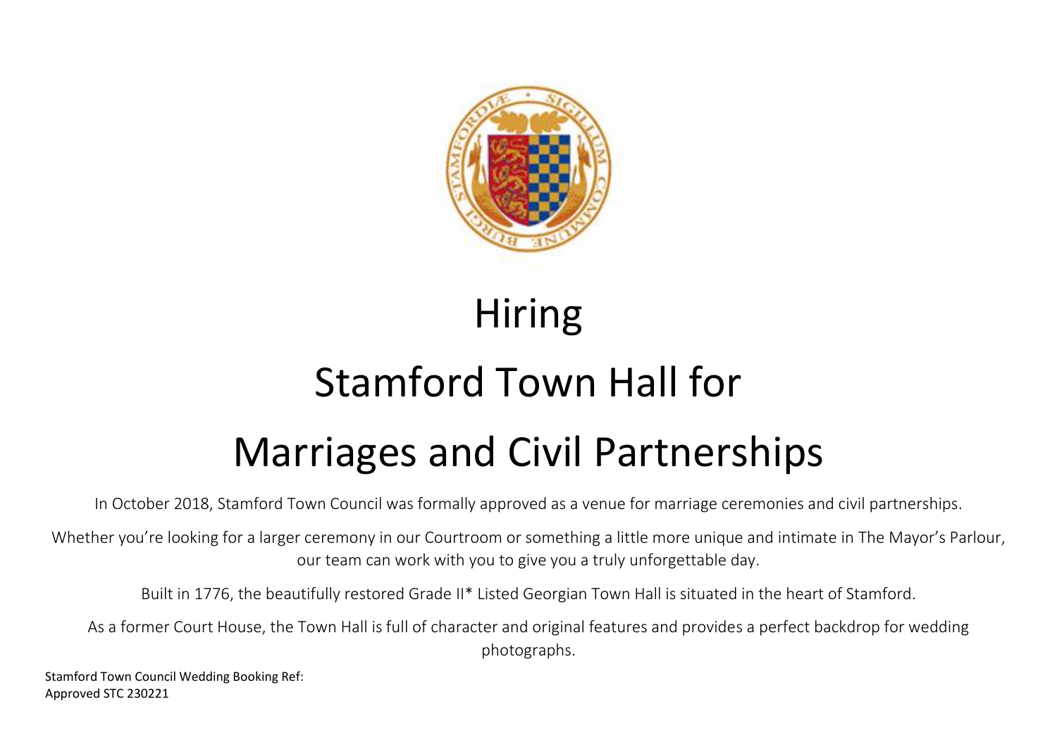# Hiring

# Stamford Town Hall for

# Marriages and Civil Partnerships

In October 2018, Stamford Town Council was formally approved as a venue for marriage ceremonies and civil partnerships.

Whether you're looking for a larger ceremony in our Courtroom or something a little more unique and intimate in The Mayor's Parlour, our team can work with you to give you a truly unforgettable day.

Built in 1776, the beautifully restored Grade II* Listed Georgian Town Hall is situated in the heart of Stamford.

As a former Court House, the Town Hall is full of character and original features and provides a perfect backdrop for wedding photographs.

Stamford Town Council Wedding Booking Ref:
Approved STC 230221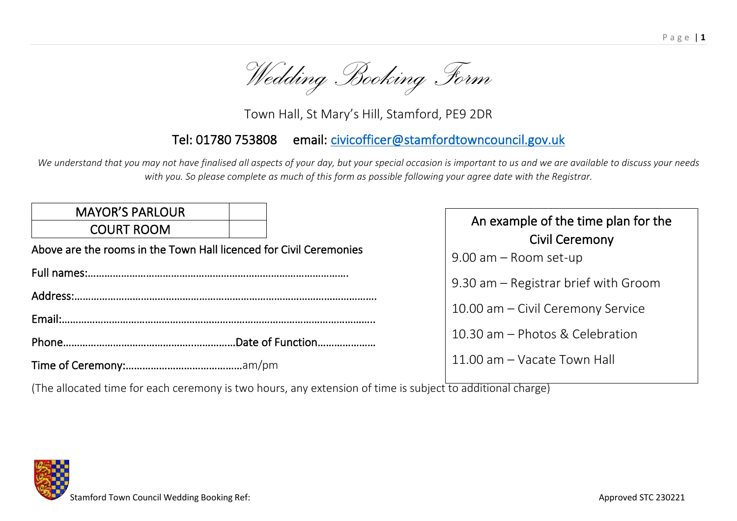# Wedding Booking Form

Town Hall, St Mary's Hill, Stamford, PE9 2DR

Tel: 01780 753808 email: civicofficer@stamfordtowncouncil.gov.uk

*We understand that you may not have finalised all aspects of your day, but your special occasion is important to us and we are available to discuss your needs with you. So please complete as much of this form as possible following your agree date with the Registrar.*

| MAYOR'S PARLOUR | |
|---|---|
| COURT ROOM | |

Above are the rooms in the Town Hall licenced for Civil Ceremonies

Full names:………………………………………………………………………………….

Address:……………………………………………………………………………………………….

Email:…………………………………………………………………………………………………..

Phone……………………………………………………Date of Function…………………

Time of Ceremony:……………………………………am/pm

(The allocated time for each ceremony is two hours, any extension of time is subject to additional charge)

**An example of the time plan for the Civil Ceremony**

9.00 am – Room set-up

9.30 am – Registrar brief with Groom

10.00 am – Civil Ceremony Service

10.30 am – Photos & Celebration

11.00 am – Vacate Town Hall

Stamford Town Council Wedding Booking Ref:

Approved STC 230221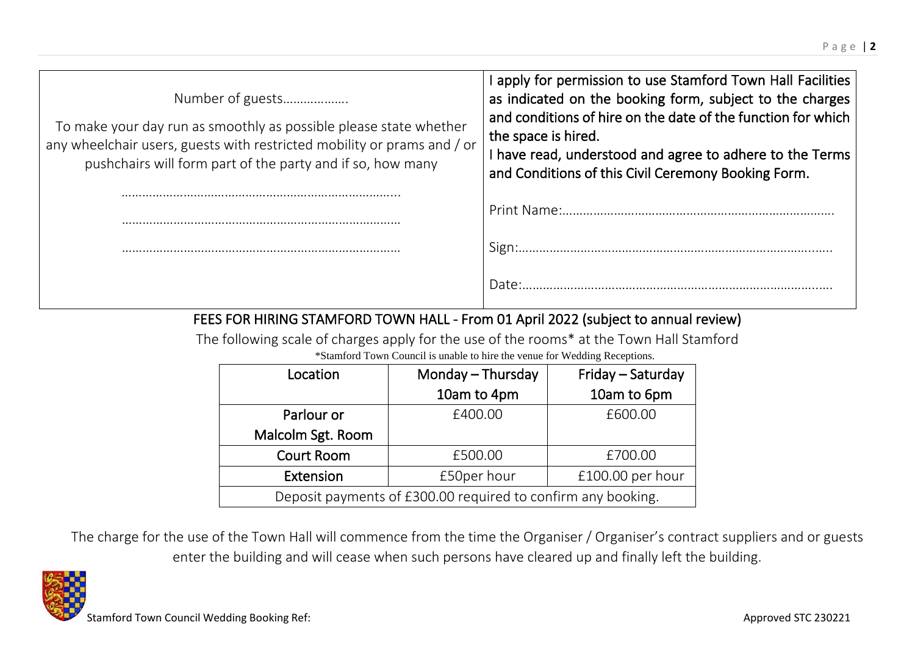| Number of guests………………. <br><br> To make your day run as smoothly as possible please state whether any wheelchair users, guests with restricted mobility or prams and / or pushchairs will form part of the party and if so, how many <br><br> ……………………………………………………………………….. <br><br> ……………………………………………………………………… <br><br> ……………………………………………………………………… | I apply for permission to use Stamford Town Hall Facilities as indicated on the booking form, subject to the charges and conditions of hire on the date of the function for which the space is hired. <br> I have read, understood and agree to adhere to the Terms and Conditions of this Civil Ceremony Booking Form. <br><br> Print Name:…………………………………………………………………… <br><br> Sign:………………………………………………………………………………. <br><br> Date:……………………………………………………………………………. |
|---|---|

## FEES FOR HIRING STAMFORD TOWN HALL - From 01 April 2022 (subject to annual review)

The following scale of charges apply for the use of the rooms* at the Town Hall Stamford

*Stamford Town Council is unable to hire the venue for Wedding Receptions.

| Location | Monday – Thursday 10am to 4pm | Friday – Saturday 10am to 6pm |
|---|---|---|
| **Parlour or Malcolm Sgt. Room** | £400.00 | £600.00 |
| **Court Room** | £500.00 | £700.00 |
| **Extension** | £50per hour | £100.00 per hour |
| Deposit payments of £300.00 required to confirm any booking. | | |

The charge for the use of the Town Hall will commence from the time the Organiser / Organiser's contract suppliers and or guests enter the building and will cease when such persons have cleared up and finally left the building.

Stamford Town Council Wedding Booking Ref:

Approved STC 230221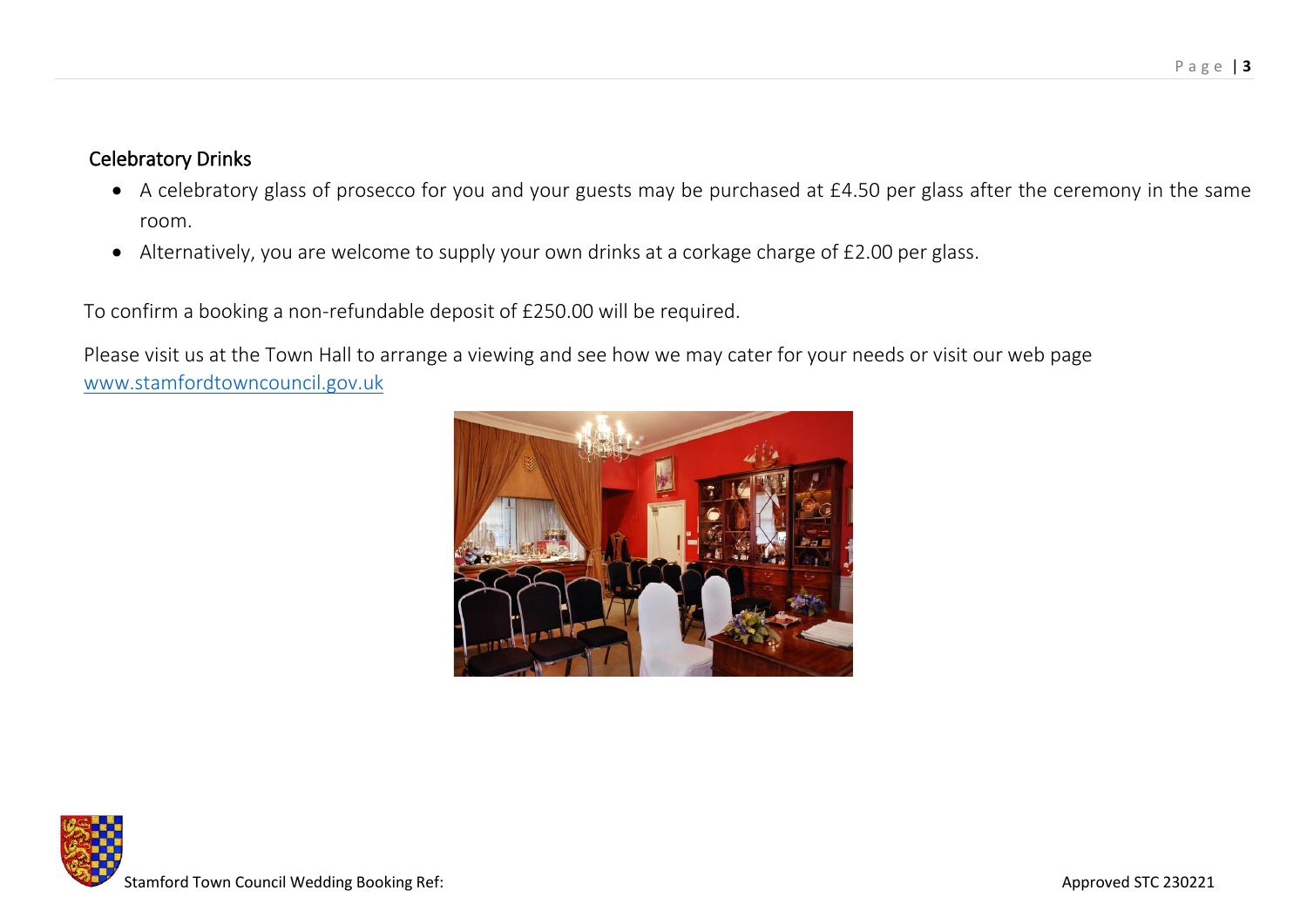## Celebratory Drinks

- A celebratory glass of prosecco for you and your guests may be purchased at £4.50 per glass after the ceremony in the same room.
- Alternatively, you are welcome to supply your own drinks at a corkage charge of £2.00 per glass.

To confirm a booking a non-refundable deposit of £250.00 will be required.

Please visit us at the Town Hall to arrange a viewing and see how we may cater for your needs or visit our web page [www.stamfordtowncouncil.gov.uk](http://www.stamfordtowncouncil.gov.uk)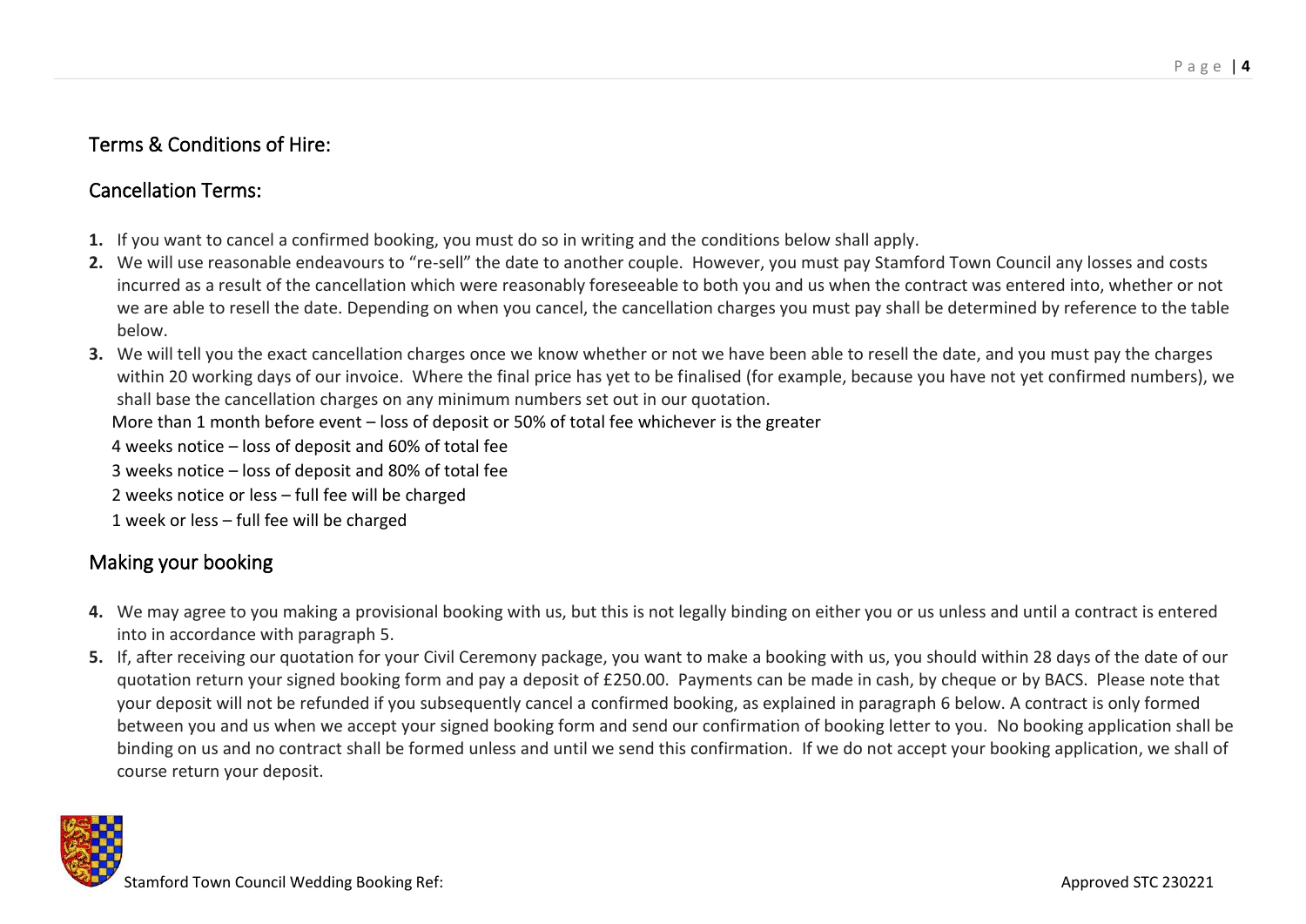## Terms & Conditions of Hire:

## Cancellation Terms:

1. If you want to cancel a confirmed booking, you must do so in writing and the conditions below shall apply.
2. We will use reasonable endeavours to "re-sell" the date to another couple. However, you must pay Stamford Town Council any losses and costs incurred as a result of the cancellation which were reasonably foreseeable to both you and us when the contract was entered into, whether or not we are able to resell the date. Depending on when you cancel, the cancellation charges you must pay shall be determined by reference to the table below.
3. We will tell you the exact cancellation charges once we know whether or not we have been able to resell the date, and you must pay the charges within 20 working days of our invoice. Where the final price has yet to be finalised (for example, because you have not yet confirmed numbers), we shall base the cancellation charges on any minimum numbers set out in our quotation.

More than 1 month before event – loss of deposit or 50% of total fee whichever is the greater

4 weeks notice – loss of deposit and 60% of total fee

3 weeks notice – loss of deposit and 80% of total fee

2 weeks notice or less – full fee will be charged

1 week or less – full fee will be charged

## Making your booking

4. We may agree to you making a provisional booking with us, but this is not legally binding on either you or us unless and until a contract is entered into in accordance with paragraph 5.
5. If, after receiving our quotation for your Civil Ceremony package, you want to make a booking with us, you should within 28 days of the date of our quotation return your signed booking form and pay a deposit of £250.00. Payments can be made in cash, by cheque or by BACS. Please note that your deposit will not be refunded if you subsequently cancel a confirmed booking, as explained in paragraph 6 below. A contract is only formed between you and us when we accept your signed booking form and send our confirmation of booking letter to you. No booking application shall be binding on us and no contract shall be formed unless and until we send this confirmation. If we do not accept your booking application, we shall of course return your deposit.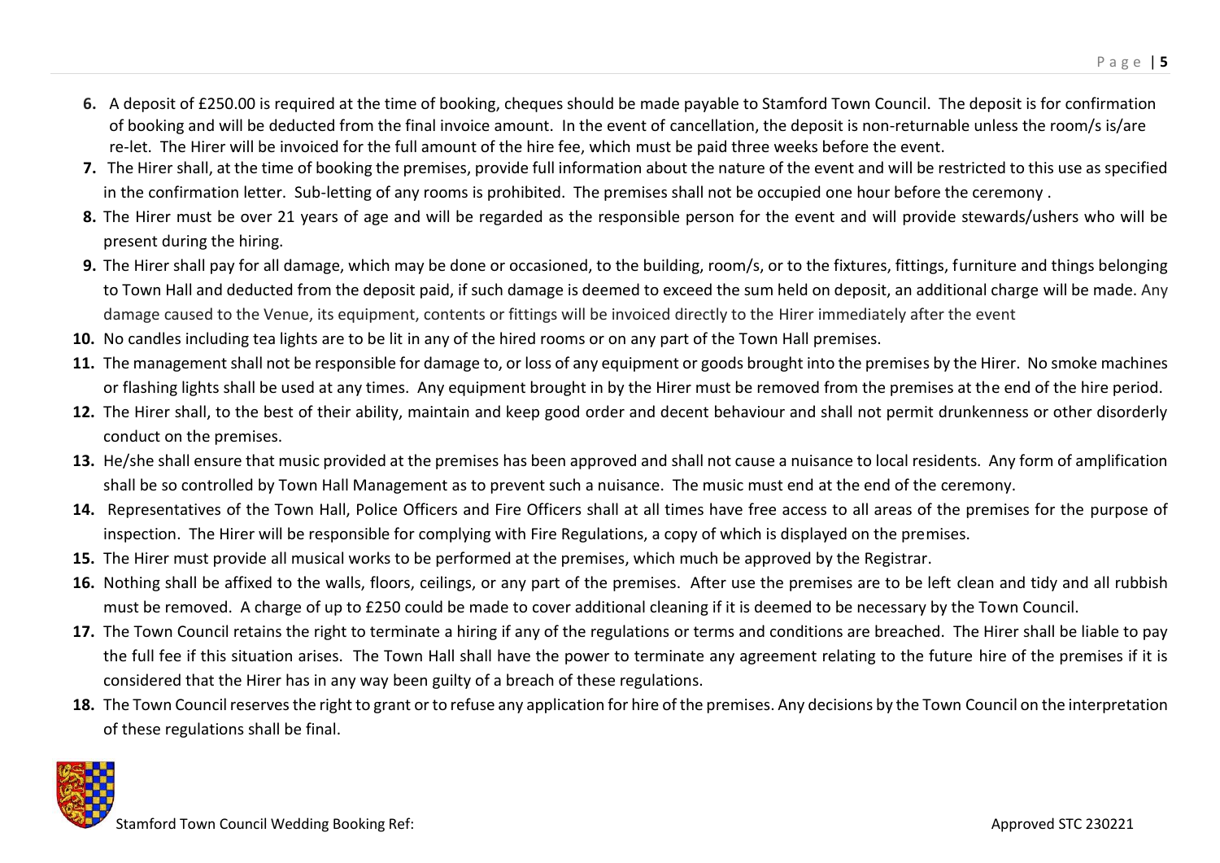6. A deposit of £250.00 is required at the time of booking, cheques should be made payable to Stamford Town Council. The deposit is for confirmation of booking and will be deducted from the final invoice amount. In the event of cancellation, the deposit is non-returnable unless the room/s is/are re-let. The Hirer will be invoiced for the full amount of the hire fee, which must be paid three weeks before the event.
7. The Hirer shall, at the time of booking the premises, provide full information about the nature of the event and will be restricted to this use as specified in the confirmation letter. Sub-letting of any rooms is prohibited. The premises shall not be occupied one hour before the ceremony .
8. The Hirer must be over 21 years of age and will be regarded as the responsible person for the event and will provide stewards/ushers who will be present during the hiring.
9. The Hirer shall pay for all damage, which may be done or occasioned, to the building, room/s, or to the fixtures, fittings, furniture and things belonging to Town Hall and deducted from the deposit paid, if such damage is deemed to exceed the sum held on deposit, an additional charge will be made. Any damage caused to the Venue, its equipment, contents or fittings will be invoiced directly to the Hirer immediately after the event
10. No candles including tea lights are to be lit in any of the hired rooms or on any part of the Town Hall premises.
11. The management shall not be responsible for damage to, or loss of any equipment or goods brought into the premises by the Hirer. No smoke machines or flashing lights shall be used at any times. Any equipment brought in by the Hirer must be removed from the premises at the end of the hire period.
12. The Hirer shall, to the best of their ability, maintain and keep good order and decent behaviour and shall not permit drunkenness or other disorderly conduct on the premises.
13. He/she shall ensure that music provided at the premises has been approved and shall not cause a nuisance to local residents. Any form of amplification shall be so controlled by Town Hall Management as to prevent such a nuisance. The music must end at the end of the ceremony.
14. Representatives of the Town Hall, Police Officers and Fire Officers shall at all times have free access to all areas of the premises for the purpose of inspection. The Hirer will be responsible for complying with Fire Regulations, a copy of which is displayed on the premises.
15. The Hirer must provide all musical works to be performed at the premises, which much be approved by the Registrar.
16. Nothing shall be affixed to the walls, floors, ceilings, or any part of the premises. After use the premises are to be left clean and tidy and all rubbish must be removed. A charge of up to £250 could be made to cover additional cleaning if it is deemed to be necessary by the Town Council.
17. The Town Council retains the right to terminate a hiring if any of the regulations or terms and conditions are breached. The Hirer shall be liable to pay the full fee if this situation arises. The Town Hall shall have the power to terminate any agreement relating to the future hire of the premises if it is considered that the Hirer has in any way been guilty of a breach of these regulations.
18. The Town Council reserves the right to grant or to refuse any application for hire of the premises. Any decisions by the Town Council on the interpretation of these regulations shall be final.

Stamford Town Council Wedding Booking Ref: Approved STC 230221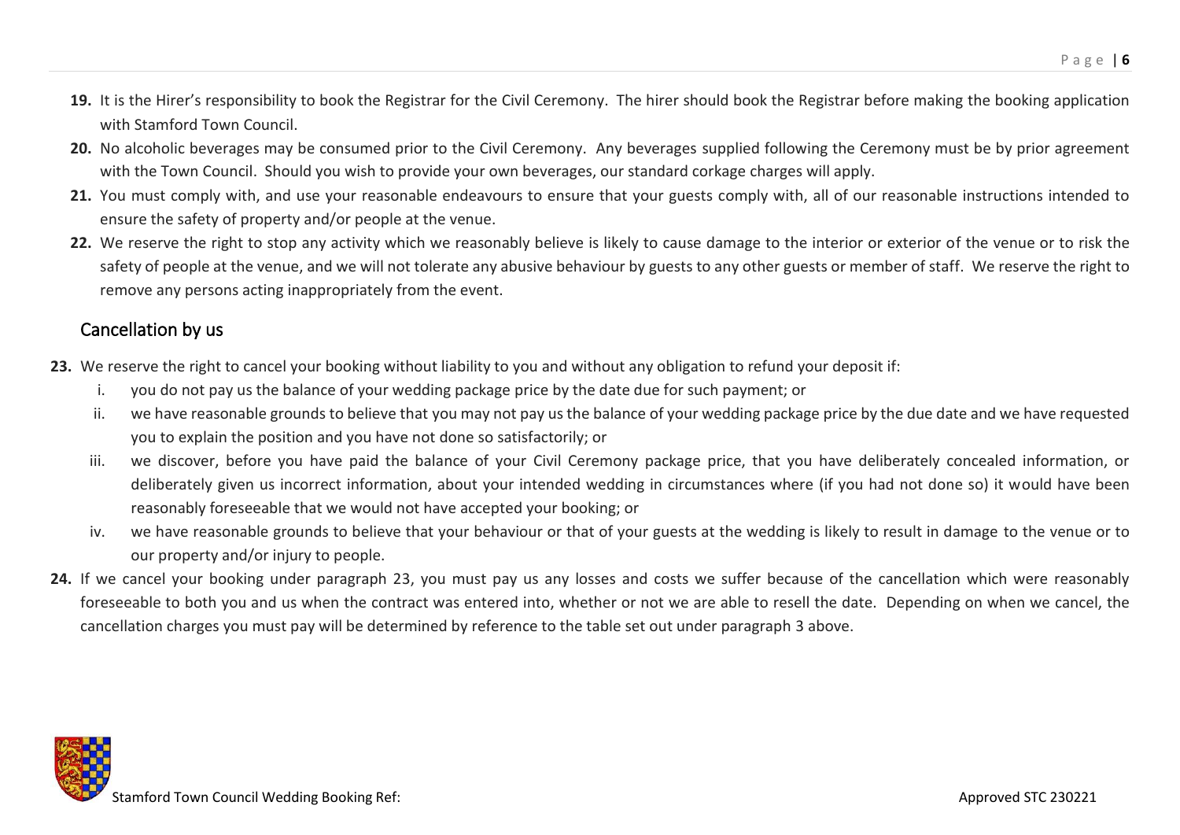19. It is the Hirer's responsibility to book the Registrar for the Civil Ceremony. The hirer should book the Registrar before making the booking application with Stamford Town Council.
20. No alcoholic beverages may be consumed prior to the Civil Ceremony. Any beverages supplied following the Ceremony must be by prior agreement with the Town Council. Should you wish to provide your own beverages, our standard corkage charges will apply.
21. You must comply with, and use your reasonable endeavours to ensure that your guests comply with, all of our reasonable instructions intended to ensure the safety of property and/or people at the venue.
22. We reserve the right to stop any activity which we reasonably believe is likely to cause damage to the interior or exterior of the venue or to risk the safety of people at the venue, and we will not tolerate any abusive behaviour by guests to any other guests or member of staff. We reserve the right to remove any persons acting inappropriately from the event.

## Cancellation by us

23. We reserve the right to cancel your booking without liability to you and without any obligation to refund your deposit if:
    1. you do not pay us the balance of your wedding package price by the date due for such payment; or
    2. we have reasonable grounds to believe that you may not pay us the balance of your wedding package price by the due date and we have requested you to explain the position and you have not done so satisfactorily; or
    3. we discover, before you have paid the balance of your Civil Ceremony package price, that you have deliberately concealed information, or deliberately given us incorrect information, about your intended wedding in circumstances where (if you had not done so) it would have been reasonably foreseeable that we would not have accepted your booking; or
    4. we have reasonable grounds to believe that your behaviour or that of your guests at the wedding is likely to result in damage to the venue or to our property and/or injury to people.
24. If we cancel your booking under paragraph 23, you must pay us any losses and costs we suffer because of the cancellation which were reasonably foreseeable to both you and us when the contract was entered into, whether or not we are able to resell the date. Depending on when we cancel, the cancellation charges you must pay will be determined by reference to the table set out under paragraph 3 above.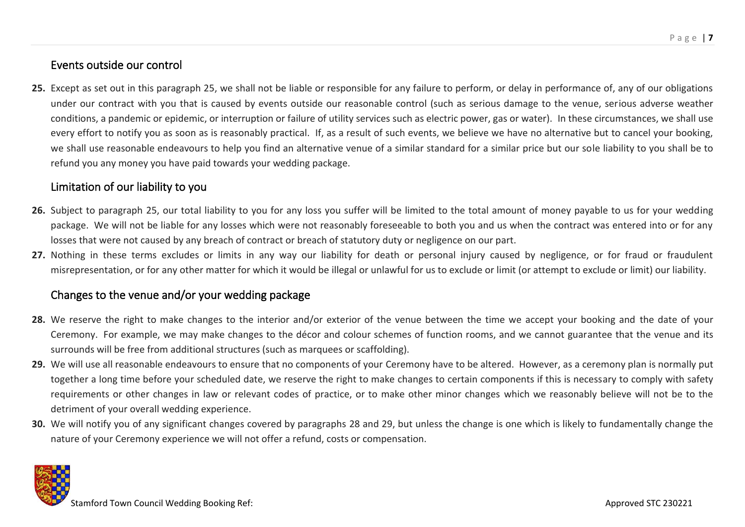## Events outside our control

**25.** Except as set out in this paragraph 25, we shall not be liable or responsible for any failure to perform, or delay in performance of, any of our obligations under our contract with you that is caused by events outside our reasonable control (such as serious damage to the venue, serious adverse weather conditions, a pandemic or epidemic, or interruption or failure of utility services such as electric power, gas or water). In these circumstances, we shall use every effort to notify you as soon as is reasonably practical. If, as a result of such events, we believe we have no alternative but to cancel your booking, we shall use reasonable endeavours to help you find an alternative venue of a similar standard for a similar price but our sole liability to you shall be to refund you any money you have paid towards your wedding package.

## Limitation of our liability to you

**26.** Subject to paragraph 25, our total liability to you for any loss you suffer will be limited to the total amount of money payable to us for your wedding package. We will not be liable for any losses which were not reasonably foreseeable to both you and us when the contract was entered into or for any losses that were not caused by any breach of contract or breach of statutory duty or negligence on our part.

**27.** Nothing in these terms excludes or limits in any way our liability for death or personal injury caused by negligence, or for fraud or fraudulent misrepresentation, or for any other matter for which it would be illegal or unlawful for us to exclude or limit (or attempt to exclude or limit) our liability.

## Changes to the venue and/or your wedding package

**28.** We reserve the right to make changes to the interior and/or exterior of the venue between the time we accept your booking and the date of your Ceremony. For example, we may make changes to the décor and colour schemes of function rooms, and we cannot guarantee that the venue and its surrounds will be free from additional structures (such as marquees or scaffolding).

**29.** We will use all reasonable endeavours to ensure that no components of your Ceremony have to be altered. However, as a ceremony plan is normally put together a long time before your scheduled date, we reserve the right to make changes to certain components if this is necessary to comply with safety requirements or other changes in law or relevant codes of practice, or to make other minor changes which we reasonably believe will not be to the detriment of your overall wedding experience.

**30.** We will notify you of any significant changes covered by paragraphs 28 and 29, but unless the change is one which is likely to fundamentally change the nature of your Ceremony experience we will not offer a refund, costs or compensation.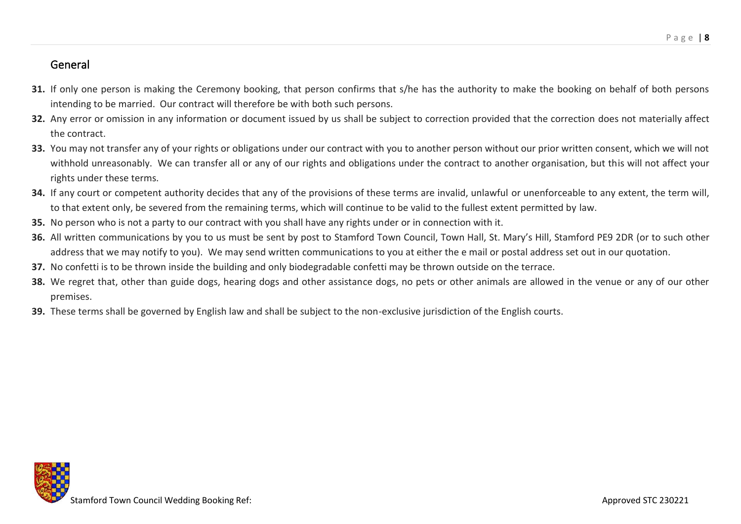## General

**31.** If only one person is making the Ceremony booking, that person confirms that s/he has the authority to make the booking on behalf of both persons intending to be married. Our contract will therefore be with both such persons.

**32.** Any error or omission in any information or document issued by us shall be subject to correction provided that the correction does not materially affect the contract.

**33.** You may not transfer any of your rights or obligations under our contract with you to another person without our prior written consent, which we will not withhold unreasonably. We can transfer all or any of our rights and obligations under the contract to another organisation, but this will not affect your rights under these terms.

**34.** If any court or competent authority decides that any of the provisions of these terms are invalid, unlawful or unenforceable to any extent, the term will, to that extent only, be severed from the remaining terms, which will continue to be valid to the fullest extent permitted by law.

**35.** No person who is not a party to our contract with you shall have any rights under or in connection with it.

**36.** All written communications by you to us must be sent by post to Stamford Town Council, Town Hall, St. Mary's Hill, Stamford PE9 2DR (or to such other address that we may notify to you). We may send written communications to you at either the e mail or postal address set out in our quotation.

**37.** No confetti is to be thrown inside the building and only biodegradable confetti may be thrown outside on the terrace.

**38.** We regret that, other than guide dogs, hearing dogs and other assistance dogs, no pets or other animals are allowed in the venue or any of our other premises.

**39.** These terms shall be governed by English law and shall be subject to the non-exclusive jurisdiction of the English courts.